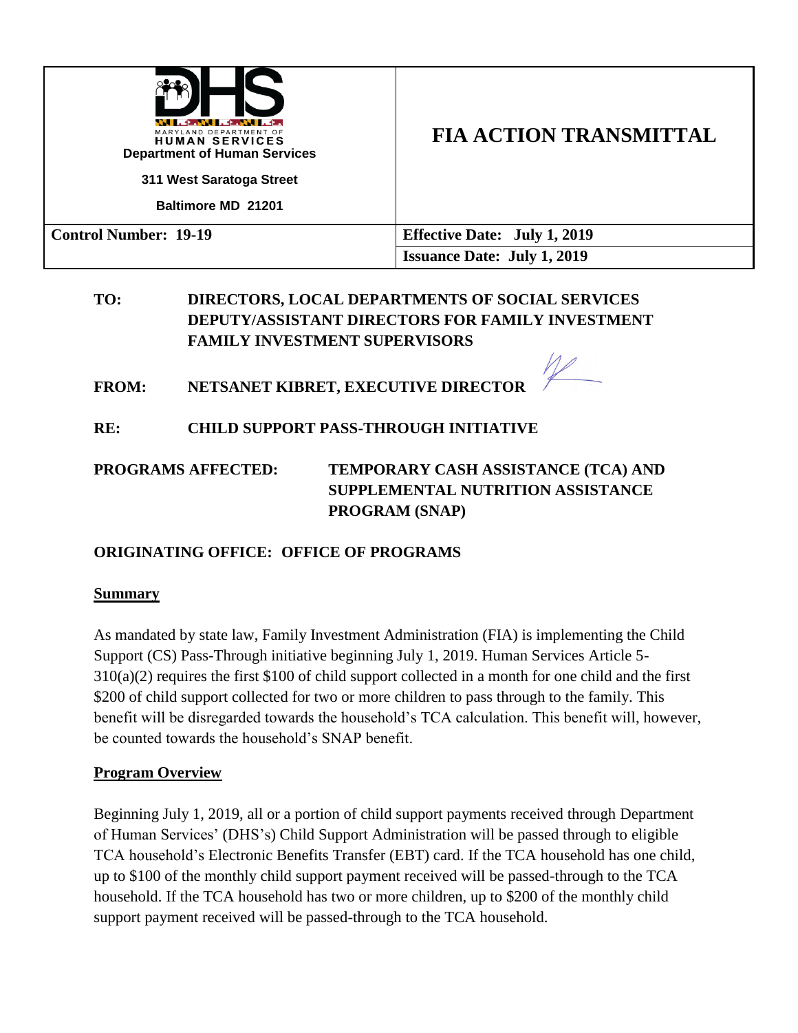| MARYLAND DEPARTMENT OF HUMAN SERVICES<br>**Department of Human Services**<br>**311 West Saratoga Street**<br>**Baltimore MD 21201** | **FIA ACTION TRANSMITTAL** |
|---|---|
| **Control Number: 19-19** | **Effective Date: July 1, 2019** |
| | **Issuance Date: July 1, 2019** |

**TO:** **DIRECTORS, LOCAL DEPARTMENTS OF SOCIAL SERVICES**
**DEPUTY/ASSISTANT DIRECTORS FOR FAMILY INVESTMENT**
**FAMILY INVESTMENT SUPERVISORS**

**FROM:** **NETSANET KIBRET, EXECUTIVE DIRECTOR**

**RE:** **CHILD SUPPORT PASS-THROUGH INITIATIVE**

**PROGRAMS AFFECTED:** **TEMPORARY CASH ASSISTANCE (TCA) AND SUPPLEMENTAL NUTRITION ASSISTANCE PROGRAM (SNAP)**

**ORIGINATING OFFICE: OFFICE OF PROGRAMS**

## Summary

As mandated by state law, Family Investment Administration (FIA) is implementing the Child Support (CS) Pass-Through initiative beginning July 1, 2019. Human Services Article 5-310(a)(2) requires the first $100 of child support collected in a month for one child and the first $200 of child support collected for two or more children to pass through to the family. This benefit will be disregarded towards the household's TCA calculation. This benefit will, however, be counted towards the household's SNAP benefit.

## Program Overview

Beginning July 1, 2019, all or a portion of child support payments received through Department of Human Services' (DHS's) Child Support Administration will be passed through to eligible TCA household's Electronic Benefits Transfer (EBT) card. If the TCA household has one child, up to $100 of the monthly child support payment received will be passed-through to the TCA household. If the TCA household has two or more children, up to $200 of the monthly child support payment received will be passed-through to the TCA household.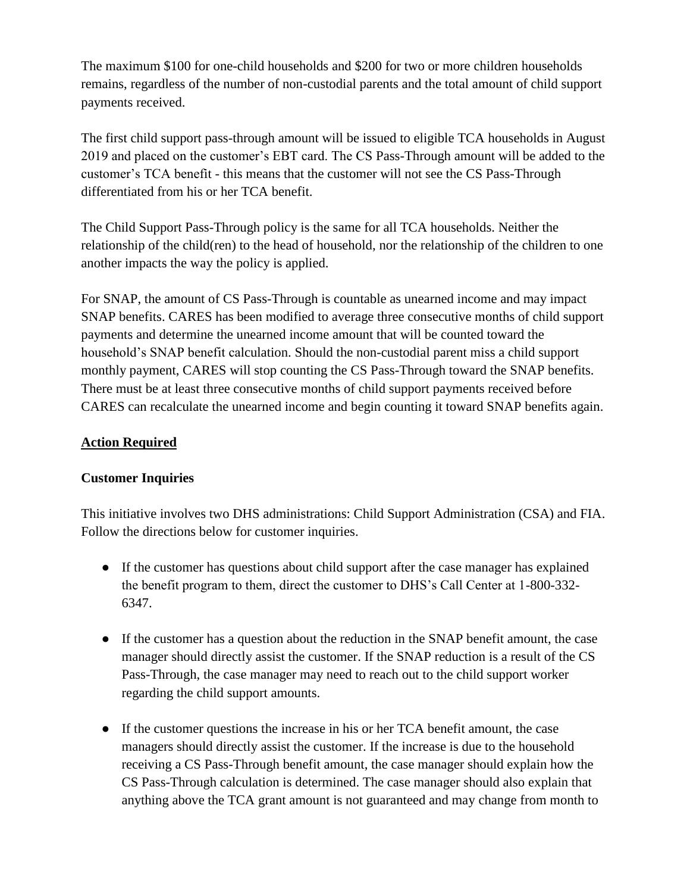The maximum $100 for one-child households and $200 for two or more children households remains, regardless of the number of non-custodial parents and the total amount of child support payments received.

The first child support pass-through amount will be issued to eligible TCA households in August 2019 and placed on the customer's EBT card. The CS Pass-Through amount will be added to the customer's TCA benefit - this means that the customer will not see the CS Pass-Through differentiated from his or her TCA benefit.

The Child Support Pass-Through policy is the same for all TCA households. Neither the relationship of the child(ren) to the head of household, nor the relationship of the children to one another impacts the way the policy is applied.

For SNAP, the amount of CS Pass-Through is countable as unearned income and may impact SNAP benefits. CARES has been modified to average three consecutive months of child support payments and determine the unearned income amount that will be counted toward the household's SNAP benefit calculation. Should the non-custodial parent miss a child support monthly payment, CARES will stop counting the CS Pass-Through toward the SNAP benefits. There must be at least three consecutive months of child support payments received before CARES can recalculate the unearned income and begin counting it toward SNAP benefits again.

## Action Required

### Customer Inquiries

This initiative involves two DHS administrations: Child Support Administration (CSA) and FIA. Follow the directions below for customer inquiries.

- If the customer has questions about child support after the case manager has explained the benefit program to them, direct the customer to DHS's Call Center at 1-800-332-6347.

- If the customer has a question about the reduction in the SNAP benefit amount, the case manager should directly assist the customer. If the SNAP reduction is a result of the CS Pass-Through, the case manager may need to reach out to the child support worker regarding the child support amounts.

- If the customer questions the increase in his or her TCA benefit amount, the case managers should directly assist the customer. If the increase is due to the household receiving a CS Pass-Through benefit amount, the case manager should explain how the CS Pass-Through calculation is determined. The case manager should also explain that anything above the TCA grant amount is not guaranteed and may change from month to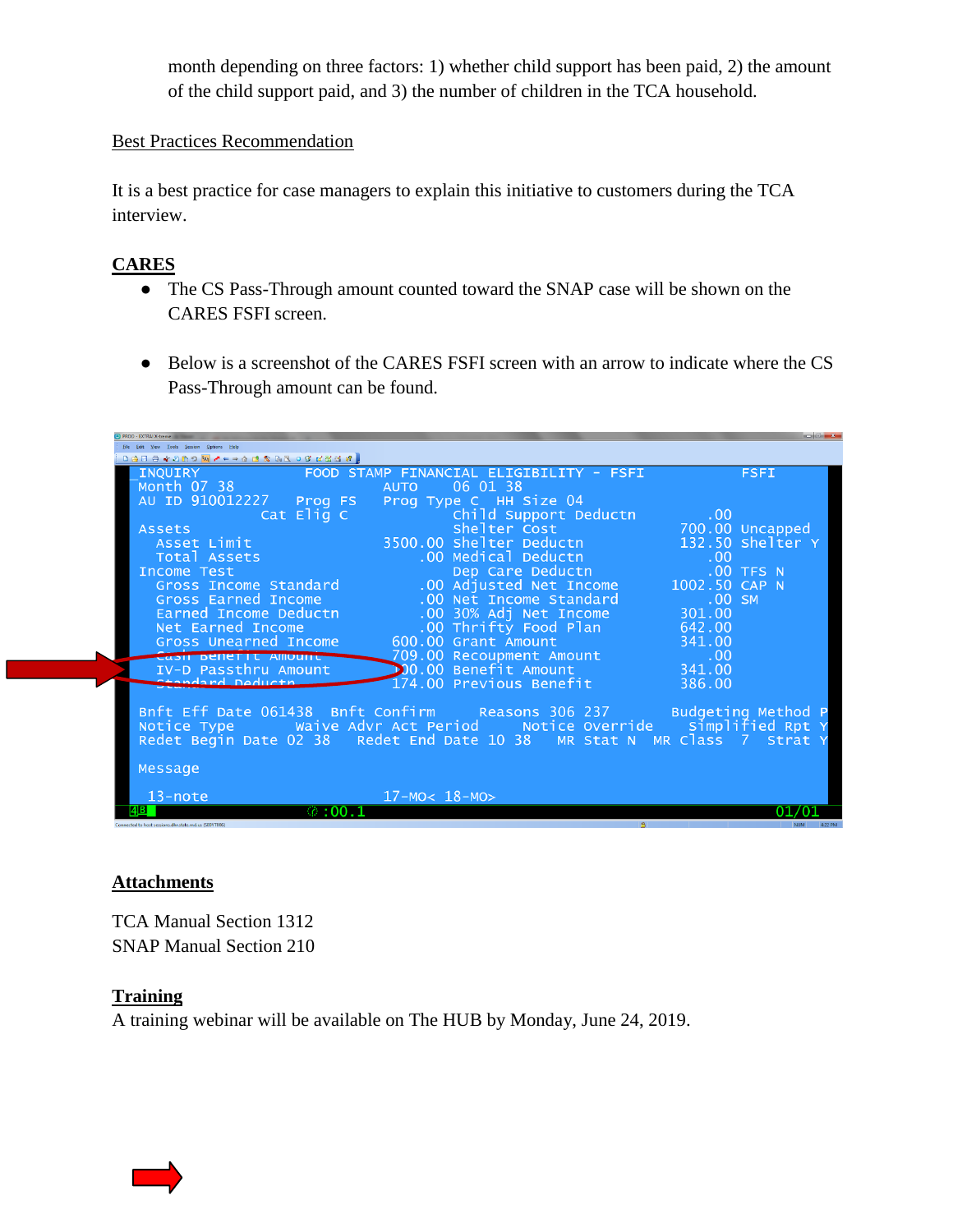month depending on three factors: 1) whether child support has been paid, 2) the amount of the child support paid, and 3) the number of children in the TCA household.

Best Practices Recommendation

It is a best practice for case managers to explain this initiative to customers during the TCA interview.

## CARES

- The CS Pass-Through amount counted toward the SNAP case will be shown on the CARES FSFI screen.

- Below is a screenshot of the CARES FSFI screen with an arrow to indicate where the CS Pass-Through amount can be found.

```
 INQUIRY            FOOD STAMP FINANCIAL ELIGIBILITY - FSFI           FSFI
 Month 07 38                  AUTO     06 01 38
 AU ID 910012227   Prog FS    Prog Type C  HH Size 04
              Cat Elig C            Child Support Deductn          .00
 Assets                             Shelter Cost                700.00 Uncapped
   Asset Limit             3500.00 Shelter Deductn              132.50 Shelter Y
   Total Assets                .00 Medical Deductn                 .00
 Income Test                        Dep Care Deductn               .00 TFS N
   Gross Income Standard       .00 Adjusted Net Income         1002.50 CAP N
   Gross Earned Income         .00 Net Income Standard             .00 SM
   Earned Income Deductn       .00 30% Adj Net Income           301.00
   Net Earned Income           .00 Thrifty Food Plan            642.00
   Gross Unearned Income    600.00 Grant Amount                 341.00
   Cash Benefit Amount      709.00 Recoupment Amount               .00
   IV-D Passthru Amount      00.00 Benefit Amount               341.00
   Standard Deductn         174.00 Previous Benefit             386.00

 Bnft Eff Date 061438  Bnft Confirm     Reasons 306 237     Budgeting Method P
 Notice Type        Waive Advr Act Period     Notice Override    Simplified Rpt Y
 Redet Begin Date 02 38   Redet End Date 10 38   MR Stat N  MR Class  7  Strat Y

 Message

  13-note                      17-MO< 18-MO>
```

## Attachments

TCA Manual Section 1312
SNAP Manual Section 210

## Training

A training webinar will be available on The HUB by Monday, June 24, 2019.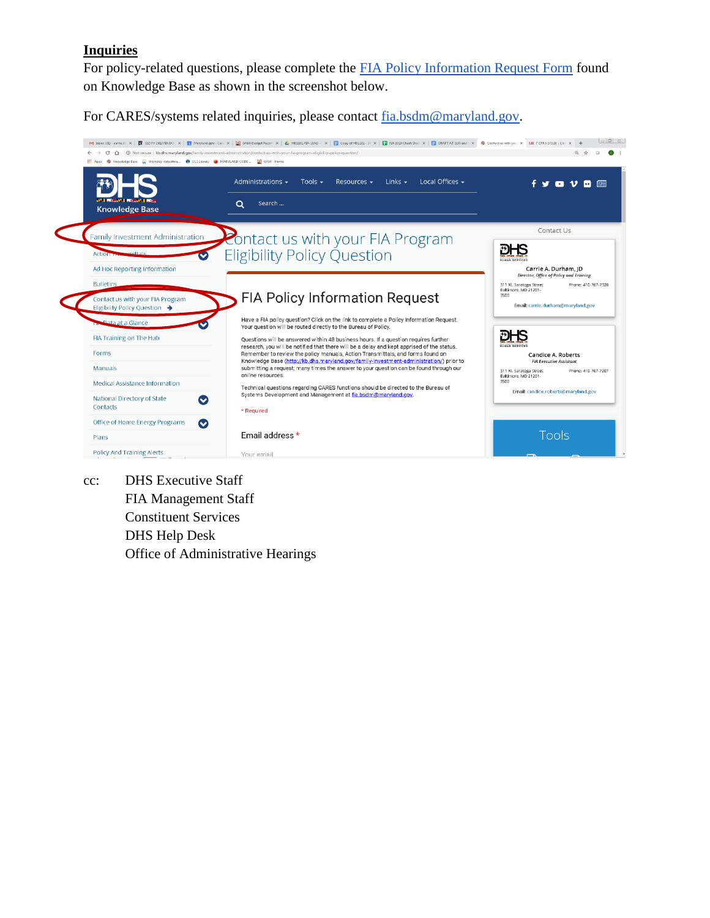**Inquiries**

For policy-related questions, please complete the FIA Policy Information Request Form found on Knowledge Base as shown in the screenshot below.

For CARES/systems related inquiries, please contact fia.bsdm@maryland.gov.

cc: DHS Executive Staff
FIA Management Staff
Constituent Services
DHS Help Desk
Office of Administrative Hearings